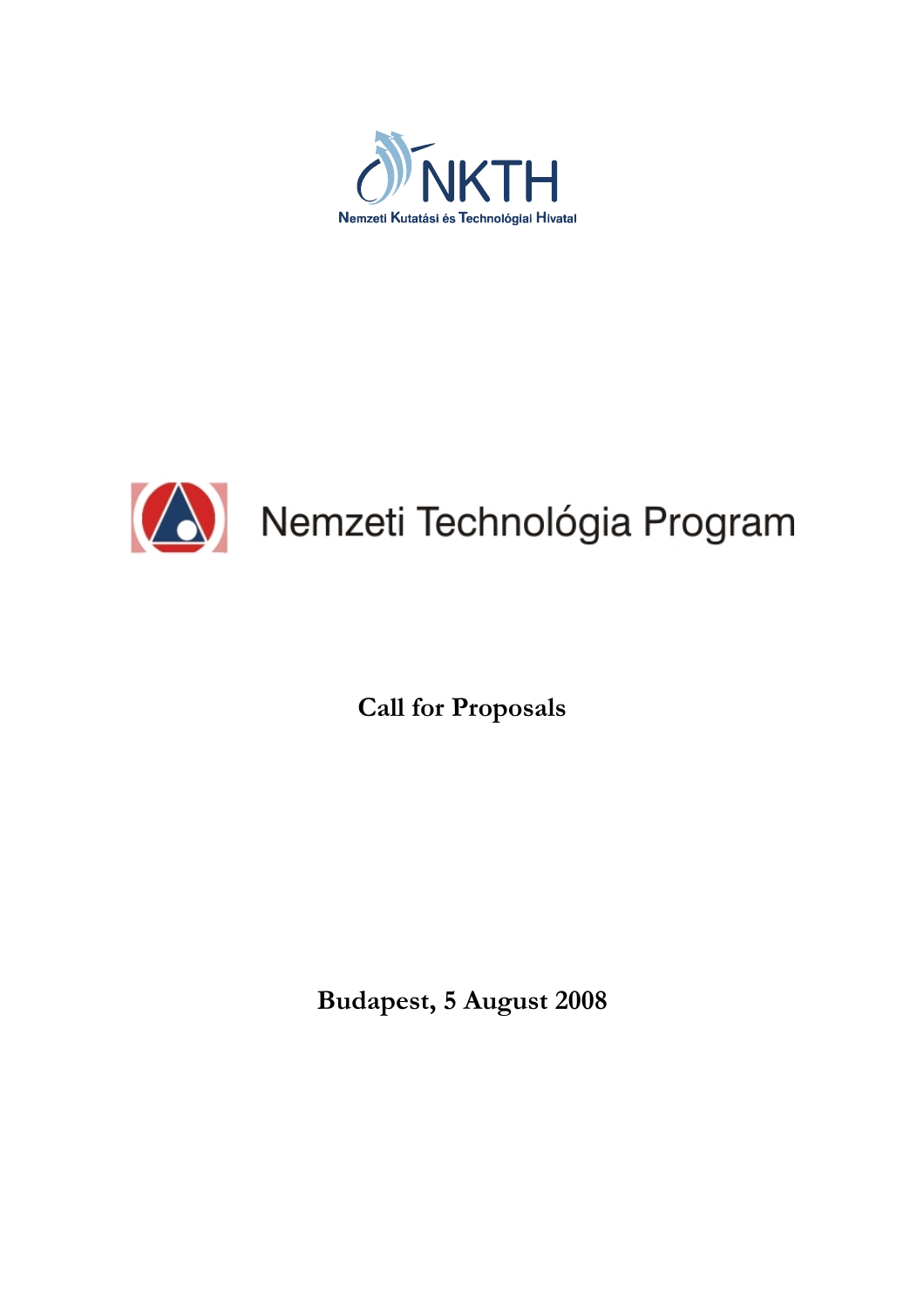NKTH

Nemzeti Kutatási és Technológiai Hivatal

Nemzeti Technológia Program

# Call for Proposals

**Budapest, 5 August 2008**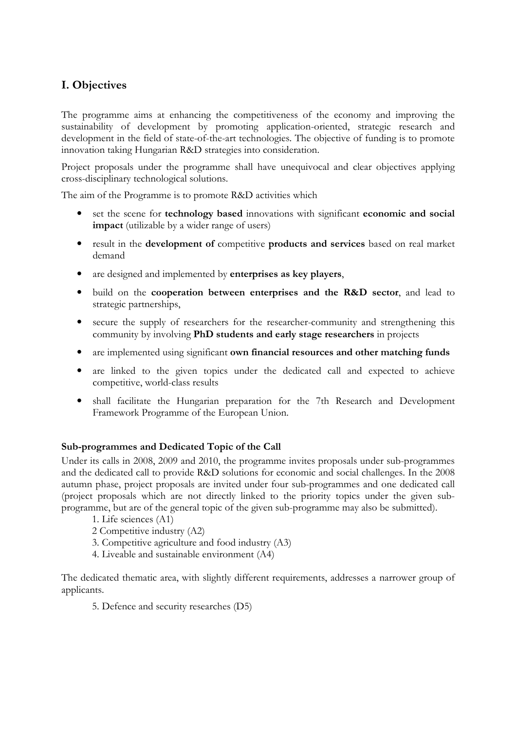# I. Objectives

The programme aims at enhancing the competitiveness of the economy and improving the sustainability of development by promoting application-oriented, strategic research and development in the field of state-of-the-art technologies. The objective of funding is to promote innovation taking Hungarian R&D strategies into consideration.

Project proposals under the programme shall have unequivocal and clear objectives applying cross-disciplinary technological solutions.

The aim of the Programme is to promote R&D activities which

- set the scene for **technology based** innovations with significant **economic and social impact** (utilizable by a wider range of users)
- result in the **development of** competitive **products and services** based on real market demand
- are designed and implemented by **enterprises as key players**,
- build on the **cooperation between enterprises and the R&D sector**, and lead to strategic partnerships,
- secure the supply of researchers for the researcher-community and strengthening this community by involving **PhD students and early stage researchers** in projects
- are implemented using significant **own financial resources and other matching funds**
- are linked to the given topics under the dedicated call and expected to achieve competitive, world-class results
- shall facilitate the Hungarian preparation for the 7th Research and Development Framework Programme of the European Union.

**Sub-programmes and Dedicated Topic of the Call**

Under its calls in 2008, 2009 and 2010, the programme invites proposals under sub-programmes and the dedicated call to provide R&D solutions for economic and social challenges. In the 2008 autumn phase, project proposals are invited under four sub-programmes and one dedicated call (project proposals which are not directly linked to the priority topics under the given sub-programme, but are of the general topic of the given sub-programme may also be submitted).

1. Life sciences (A1)
2 Competitive industry (A2)
3. Competitive agriculture and food industry (A3)
4. Liveable and sustainable environment (A4)

The dedicated thematic area, with slightly different requirements, addresses a narrower group of applicants.

5. Defence and security researches (D5)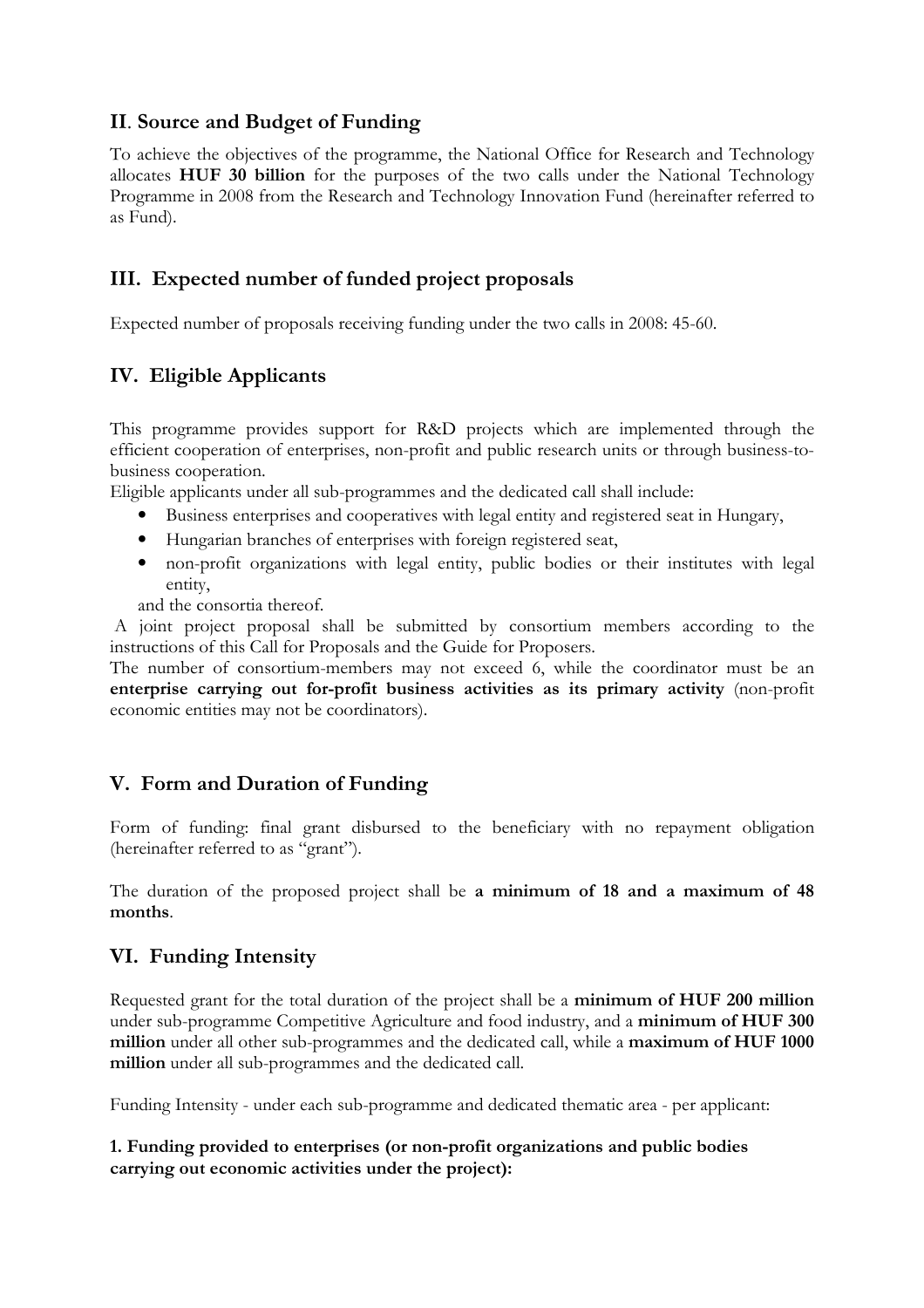## II. Source and Budget of Funding

To achieve the objectives of the programme, the National Office for Research and Technology allocates **HUF 30 billion** for the purposes of the two calls under the National Technology Programme in 2008 from the Research and Technology Innovation Fund (hereinafter referred to as Fund).

## III. Expected number of funded project proposals

Expected number of proposals receiving funding under the two calls in 2008: 45-60.

## IV. Eligible Applicants

This programme provides support for R&D projects which are implemented through the efficient cooperation of enterprises, non-profit and public research units or through business-to-business cooperation.

Eligible applicants under all sub-programmes and the dedicated call shall include:

- Business enterprises and cooperatives with legal entity and registered seat in Hungary,
- Hungarian branches of enterprises with foreign registered seat,
- non-profit organizations with legal entity, public bodies or their institutes with legal entity,

and the consortia thereof.

A joint project proposal shall be submitted by consortium members according to the instructions of this Call for Proposals and the Guide for Proposers.

The number of consortium-members may not exceed 6, while the coordinator must be an **enterprise carrying out for-profit business activities as its primary activity** (non-profit economic entities may not be coordinators).

## V. Form and Duration of Funding

Form of funding: final grant disbursed to the beneficiary with no repayment obligation (hereinafter referred to as "grant").

The duration of the proposed project shall be **a minimum of 18 and a maximum of 48 months**.

## VI. Funding Intensity

Requested grant for the total duration of the project shall be a **minimum of HUF 200 million** under sub-programme Competitive Agriculture and food industry, and a **minimum of HUF 300 million** under all other sub-programmes and the dedicated call, while a **maximum of HUF 1000 million** under all sub-programmes and the dedicated call.

Funding Intensity - under each sub-programme and dedicated thematic area - per applicant:

**1. Funding provided to enterprises (or non-profit organizations and public bodies carrying out economic activities under the project):**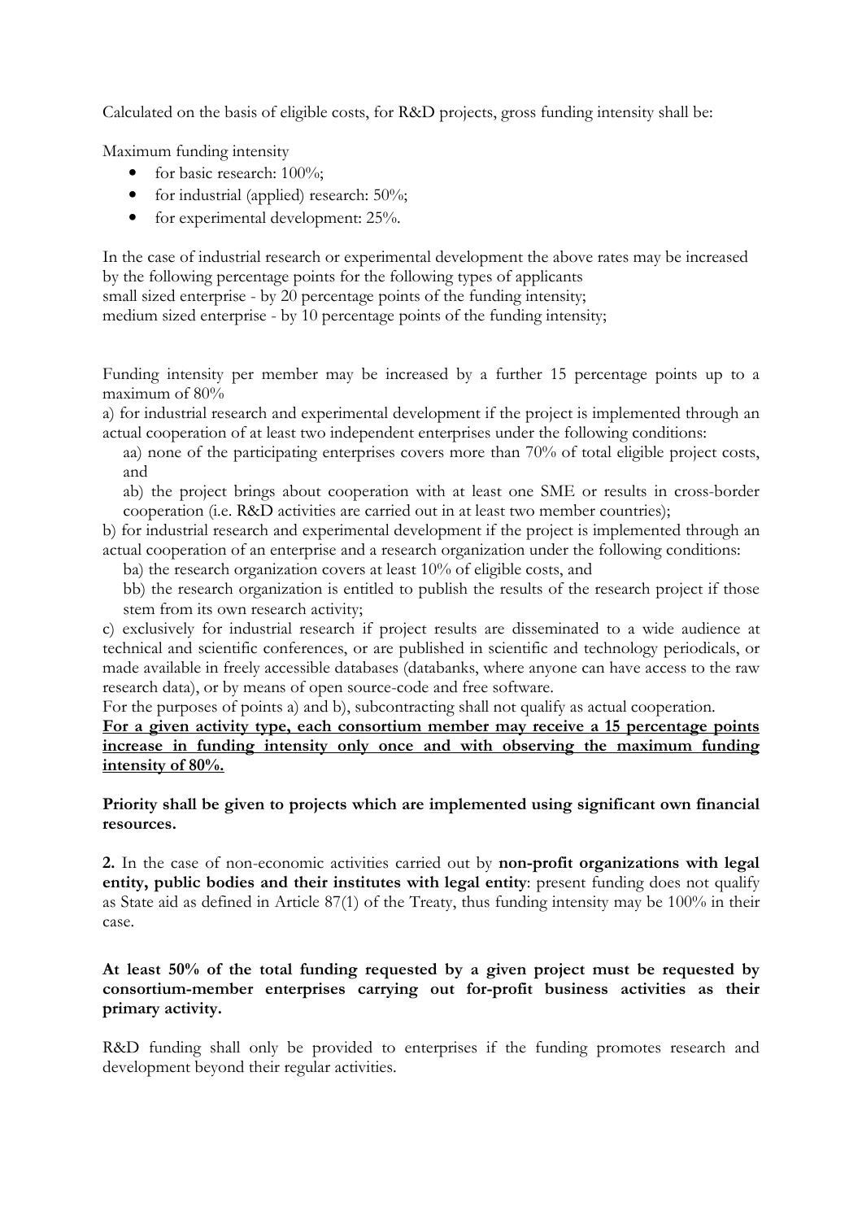Calculated on the basis of eligible costs, for R&D projects, gross funding intensity shall be:

Maximum funding intensity

- for basic research: 100%;
- for industrial (applied) research: 50%;
- for experimental development: 25%.

In the case of industrial research or experimental development the above rates may be increased by the following percentage points for the following types of applicants
small sized enterprise - by 20 percentage points of the funding intensity;
medium sized enterprise - by 10 percentage points of the funding intensity;

Funding intensity per member may be increased by a further 15 percentage points up to a maximum of 80%

a) for industrial research and experimental development if the project is implemented through an actual cooperation of at least two independent enterprises under the following conditions:

aa) none of the participating enterprises covers more than 70% of total eligible project costs, and

ab) the project brings about cooperation with at least one SME or results in cross-border cooperation (i.e. R&D activities are carried out in at least two member countries);

b) for industrial research and experimental development if the project is implemented through an actual cooperation of an enterprise and a research organization under the following conditions:

ba) the research organization covers at least 10% of eligible costs, and

bb) the research organization is entitled to publish the results of the research project if those stem from its own research activity;

c) exclusively for industrial research if project results are disseminated to a wide audience at technical and scientific conferences, or are published in scientific and technology periodicals, or made available in freely accessible databases (databanks, where anyone can have access to the raw research data), or by means of open source-code and free software.

For the purposes of points a) and b), subcontracting shall not qualify as actual cooperation.

**For a given activity type, each consortium member may receive a 15 percentage points increase in funding intensity only once and with observing the maximum funding intensity of 80%.**

**Priority shall be given to projects which are implemented using significant own financial resources.**

**2.** In the case of non-economic activities carried out by **non-profit organizations with legal entity, public bodies and their institutes with legal entity**: present funding does not qualify as State aid as defined in Article 87(1) of the Treaty, thus funding intensity may be 100% in their case.

**At least 50% of the total funding requested by a given project must be requested by consortium-member enterprises carrying out for-profit business activities as their primary activity.**

R&D funding shall only be provided to enterprises if the funding promotes research and development beyond their regular activities.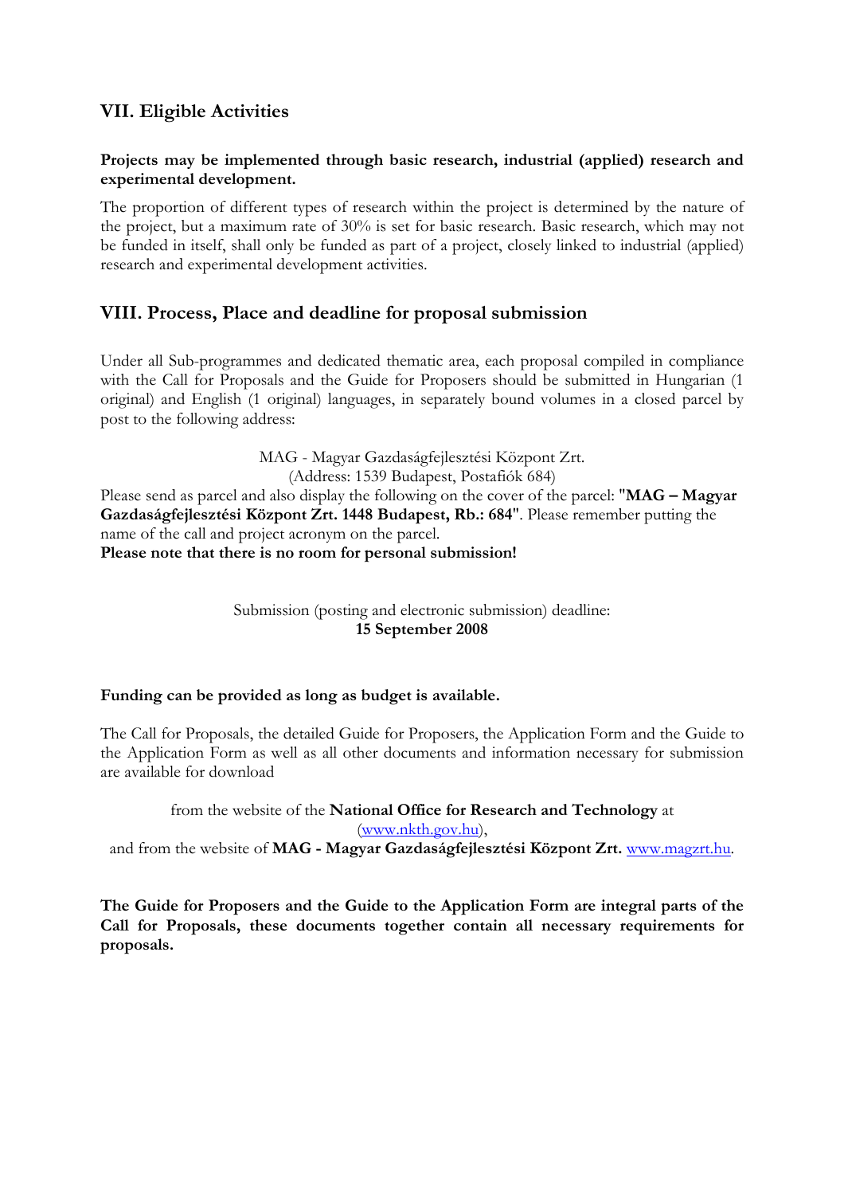## VII. Eligible Activities

**Projects may be implemented through basic research, industrial (applied) research and experimental development.**

The proportion of different types of research within the project is determined by the nature of the project, but a maximum rate of 30% is set for basic research. Basic research, which may not be funded in itself, shall only be funded as part of a project, closely linked to industrial (applied) research and experimental development activities.

## VIII. Process, Place and deadline for proposal submission

Under all Sub-programmes and dedicated thematic area, each proposal compiled in compliance with the Call for Proposals and the Guide for Proposers should be submitted in Hungarian (1 original) and English (1 original) languages, in separately bound volumes in a closed parcel by post to the following address:

MAG - Magyar Gazdaságfejlesztési Központ Zrt.
(Address: 1539 Budapest, Postafiók 684)

Please send as parcel and also display the following on the cover of the parcel: "**MAG – Magyar Gazdaságfejlesztési Központ Zrt. 1448 Budapest, Rb.: 684**". Please remember putting the name of the call and project acronym on the parcel.

**Please note that there is no room for personal submission!**

Submission (posting and electronic submission) deadline:
**15 September 2008**

**Funding can be provided as long as budget is available.**

The Call for Proposals, the detailed Guide for Proposers, the Application Form and the Guide to the Application Form as well as all other documents and information necessary for submission are available for download

from the website of the **National Office for Research and Technology** at (www.nkth.gov.hu),
and from the website of **MAG - Magyar Gazdaságfejlesztési Központ Zrt.** www.magzrt.hu.

**The Guide for Proposers and the Guide to the Application Form are integral parts of the Call for Proposals, these documents together contain all necessary requirements for proposals.**